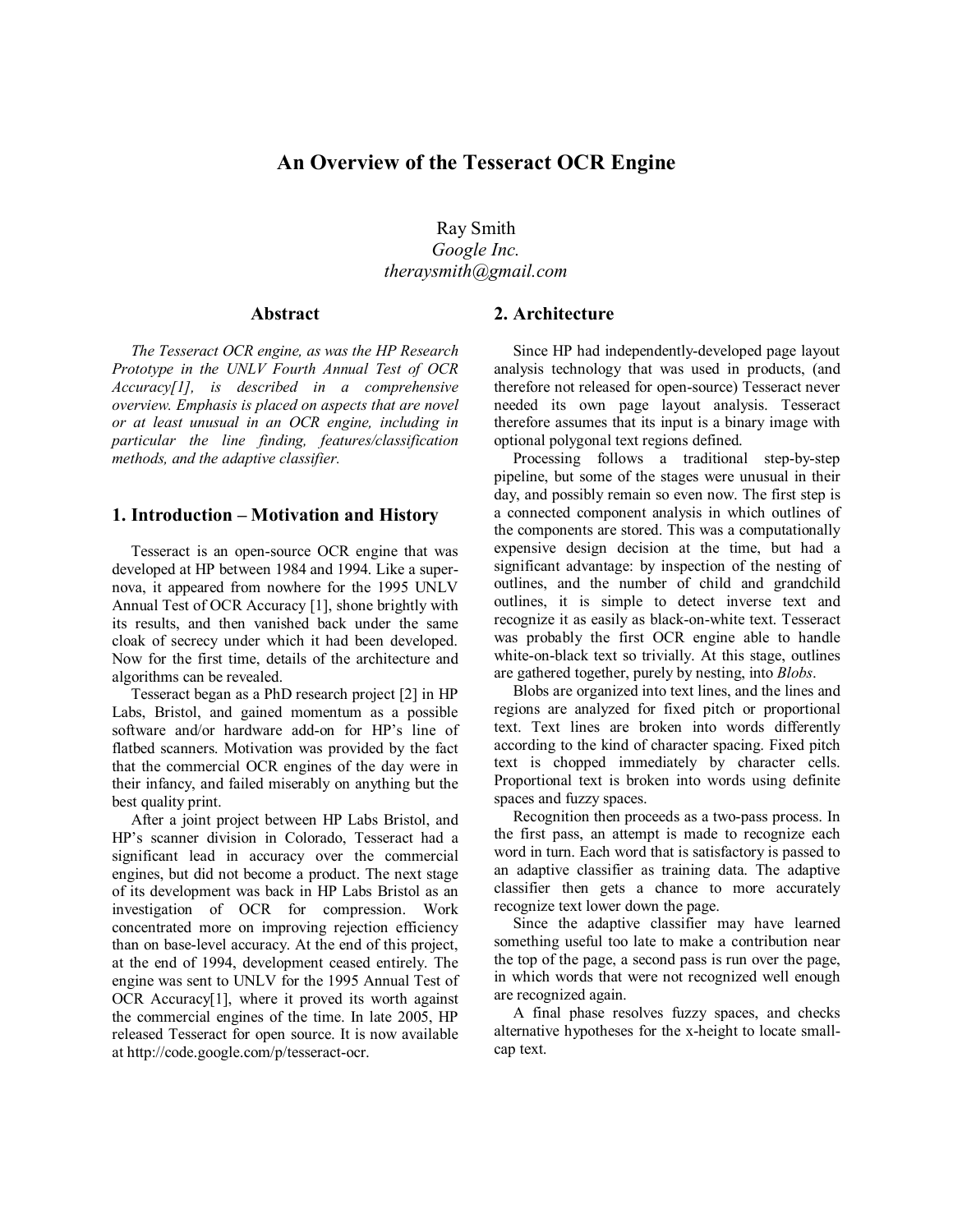# An Overview of the Tesseract OCR Engine

Ray Smith
*Google Inc.*
*theraysmith@gmail.com*

## Abstract

*The Tesseract OCR engine, as was the HP Research Prototype in the UNLV Fourth Annual Test of OCR Accuracy[1], is described in a comprehensive overview. Emphasis is placed on aspects that are novel or at least unusual in an OCR engine, including in particular the line finding, features/classification methods, and the adaptive classifier.*

## 1. Introduction – Motivation and History

Tesseract is an open-source OCR engine that was developed at HP between 1984 and 1994. Like a super-nova, it appeared from nowhere for the 1995 UNLV Annual Test of OCR Accuracy [1], shone brightly with its results, and then vanished back under the same cloak of secrecy under which it had been developed. Now for the first time, details of the architecture and algorithms can be revealed.

Tesseract began as a PhD research project [2] in HP Labs, Bristol, and gained momentum as a possible software and/or hardware add-on for HP's line of flatbed scanners. Motivation was provided by the fact that the commercial OCR engines of the day were in their infancy, and failed miserably on anything but the best quality print.

After a joint project between HP Labs Bristol, and HP's scanner division in Colorado, Tesseract had a significant lead in accuracy over the commercial engines, but did not become a product. The next stage of its development was back in HP Labs Bristol as an investigation of OCR for compression. Work concentrated more on improving rejection efficiency than on base-level accuracy. At the end of this project, at the end of 1994, development ceased entirely. The engine was sent to UNLV for the 1995 Annual Test of OCR Accuracy[1], where it proved its worth against the commercial engines of the time. In late 2005, HP released Tesseract for open source. It is now available at http://code.google.com/p/tesseract-ocr.

## 2. Architecture

Since HP had independently-developed page layout analysis technology that was used in products, (and therefore not released for open-source) Tesseract never needed its own page layout analysis. Tesseract therefore assumes that its input is a binary image with optional polygonal text regions defined.

Processing follows a traditional step-by-step pipeline, but some of the stages were unusual in their day, and possibly remain so even now. The first step is a connected component analysis in which outlines of the components are stored. This was a computationally expensive design decision at the time, but had a significant advantage: by inspection of the nesting of outlines, and the number of child and grandchild outlines, it is simple to detect inverse text and recognize it as easily as black-on-white text. Tesseract was probably the first OCR engine able to handle white-on-black text so trivially. At this stage, outlines are gathered together, purely by nesting, into *Blobs*.

Blobs are organized into text lines, and the lines and regions are analyzed for fixed pitch or proportional text. Text lines are broken into words differently according to the kind of character spacing. Fixed pitch text is chopped immediately by character cells. Proportional text is broken into words using definite spaces and fuzzy spaces.

Recognition then proceeds as a two-pass process. In the first pass, an attempt is made to recognize each word in turn. Each word that is satisfactory is passed to an adaptive classifier as training data. The adaptive classifier then gets a chance to more accurately recognize text lower down the page.

Since the adaptive classifier may have learned something useful too late to make a contribution near the top of the page, a second pass is run over the page, in which words that were not recognized well enough are recognized again.

A final phase resolves fuzzy spaces, and checks alternative hypotheses for the x-height to locate small-cap text.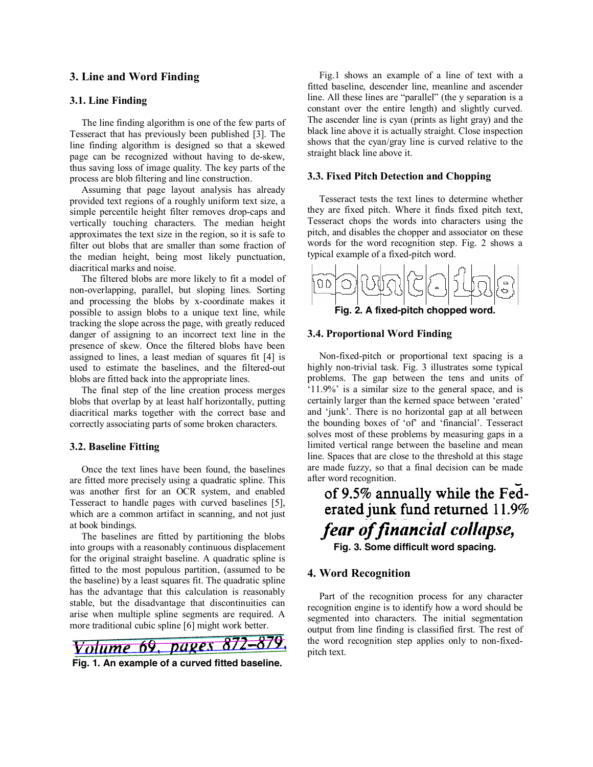## 3. Line and Word Finding

### 3.1. Line Finding

The line finding algorithm is one of the few parts of Tesseract that has previously been published [3]. The line finding algorithm is designed so that a skewed page can be recognized without having to de-skew, thus saving loss of image quality. The key parts of the process are blob filtering and line construction.

Assuming that page layout analysis has already provided text regions of a roughly uniform text size, a simple percentile height filter removes drop-caps and vertically touching characters. The median height approximates the text size in the region, so it is safe to filter out blobs that are smaller than some fraction of the median height, being most likely punctuation, diacritical marks and noise.

The filtered blobs are more likely to fit a model of non-overlapping, parallel, but sloping lines. Sorting and processing the blobs by x-coordinate makes it possible to assign blobs to a unique text line, while tracking the slope across the page, with greatly reduced danger of assigning to an incorrect text line in the presence of skew. Once the filtered blobs have been assigned to lines, a least median of squares fit [4] is used to estimate the baselines, and the filtered-out blobs are fitted back into the appropriate lines.

The final step of the line creation process merges blobs that overlap by at least half horizontally, putting diacritical marks together with the correct base and correctly associating parts of some broken characters.

### 3.2. Baseline Fitting

Once the text lines have been found, the baselines are fitted more precisely using a quadratic spline. This was another first for an OCR system, and enabled Tesseract to handle pages with curved baselines [5], which are a common artifact in scanning, and not just at book bindings.

The baselines are fitted by partitioning the blobs into groups with a reasonably continuous displacement for the original straight baseline. A quadratic spline is fitted to the most populous partition, (assumed to be the baseline) by a least squares fit. The quadratic spline has the advantage that this calculation is reasonably stable, but the disadvantage that discontinuities can arise when multiple spline segments are required. A more traditional cubic spline [6] might work better.

Volume 69, pages 872–879,

**Fig. 1. An example of a curved fitted baseline.**

Fig.1 shows an example of a line of text with a fitted baseline, descender line, meanline and ascender line. All these lines are "parallel" (the y separation is a constant over the entire length) and slightly curved. The ascender line is cyan (prints as light gray) and the black line above it is actually straight. Close inspection shows that the cyan/gray line is curved relative to the straight black line above it.

### 3.3. Fixed Pitch Detection and Chopping

Tesseract tests the text lines to determine whether they are fixed pitch. Where it finds fixed pitch text, Tesseract chops the words into characters using the pitch, and disables the chopper and associator on these words for the word recognition step. Fig. 2 shows a typical example of a fixed-pitch word.

**Fig. 2. A fixed-pitch chopped word.**

### 3.4. Proportional Word Finding

Non-fixed-pitch or proportional text spacing is a highly non-trivial task. Fig. 3 illustrates some typical problems. The gap between the tens and units of '11.9%' is a similar size to the general space, and is certainly larger than the kerned space between 'erated' and 'junk'. There is no horizontal gap at all between the bounding boxes of 'of' and 'financial'. Tesseract solves most of these problems by measuring gaps in a limited vertical range between the baseline and mean line. Spaces that are close to the threshold at this stage are made fuzzy, so that a final decision can be made after word recognition.

of 9.5% annually while the Fed-
erated junk fund returned 11.9%
*fear of financial collapse,*

**Fig. 3. Some difficult word spacing.**

## 4. Word Recognition

Part of the recognition process for any character recognition engine is to identify how a word should be segmented into characters. The initial segmentation output from line finding is classified first. The rest of the word recognition step applies only to non-fixed-pitch text.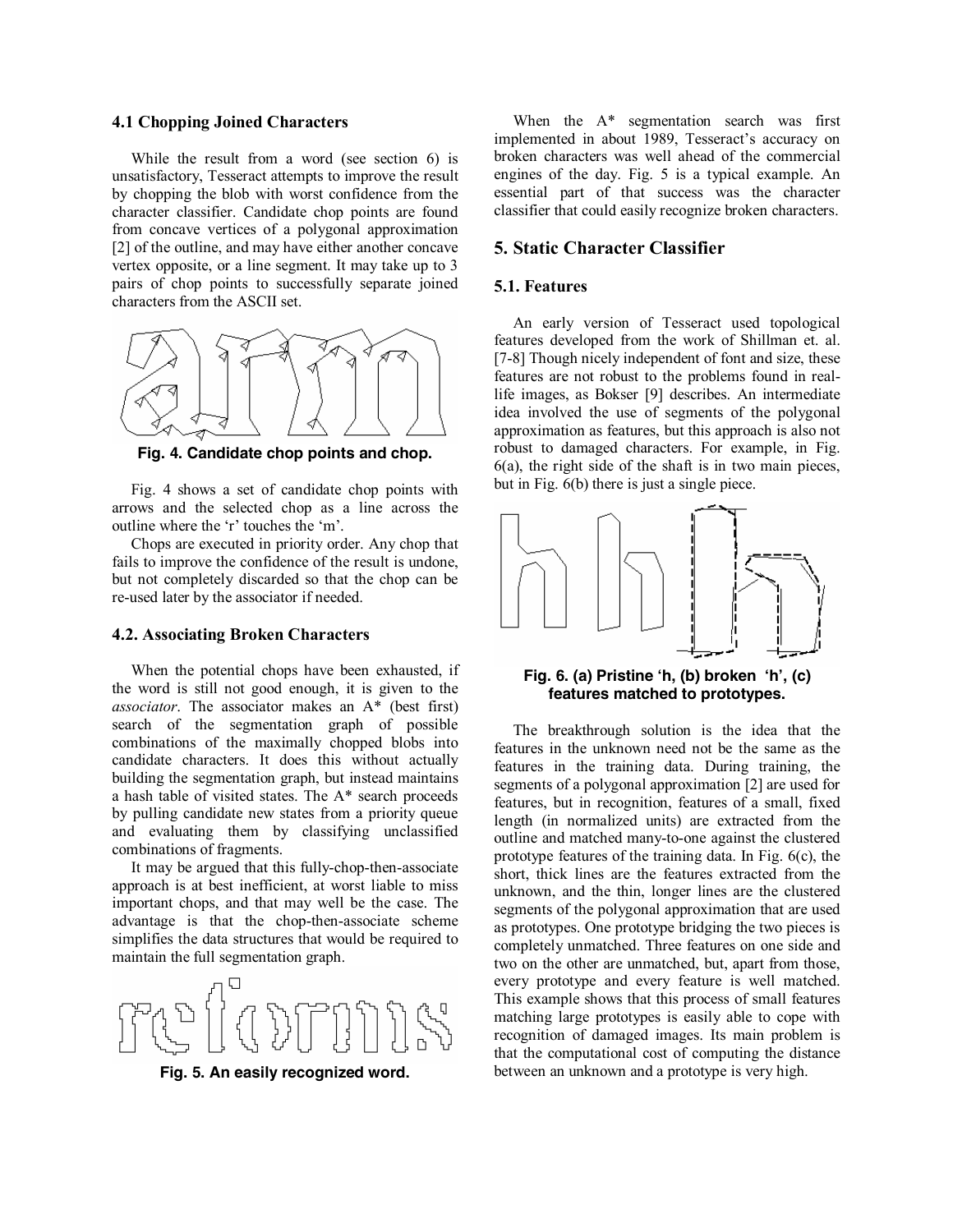### 4.1 Chopping Joined Characters

While the result from a word (see section 6) is unsatisfactory, Tesseract attempts to improve the result by chopping the blob with worst confidence from the character classifier. Candidate chop points are found from concave vertices of a polygonal approximation [2] of the outline, and may have either another concave vertex opposite, or a line segment. It may take up to 3 pairs of chop points to successfully separate joined characters from the ASCII set.

**Fig. 4. Candidate chop points and chop.**

Fig. 4 shows a set of candidate chop points with arrows and the selected chop as a line across the outline where the 'r' touches the 'm'.

Chops are executed in priority order. Any chop that fails to improve the confidence of the result is undone, but not completely discarded so that the chop can be re-used later by the associator if needed.

### 4.2. Associating Broken Characters

When the potential chops have been exhausted, if the word is still not good enough, it is given to the *associator*. The associator makes an A* (best first) search of the segmentation graph of possible combinations of the maximally chopped blobs into candidate characters. It does this without actually building the segmentation graph, but instead maintains a hash table of visited states. The A* search proceeds by pulling candidate new states from a priority queue and evaluating them by classifying unclassified combinations of fragments.

It may be argued that this fully-chop-then-associate approach is at best inefficient, at worst liable to miss important chops, and that may well be the case. The advantage is that the chop-then-associate scheme simplifies the data structures that would be required to maintain the full segmentation graph.

**Fig. 5. An easily recognized word.**

When the A* segmentation search was first implemented in about 1989, Tesseract's accuracy on broken characters was well ahead of the commercial engines of the day. Fig. 5 is a typical example. An essential part of that success was the character classifier that could easily recognize broken characters.

## 5. Static Character Classifier

### 5.1. Features

An early version of Tesseract used topological features developed from the work of Shillman et. al. [7-8] Though nicely independent of font and size, these features are not robust to the problems found in real-life images, as Bokser [9] describes. An intermediate idea involved the use of segments of the polygonal approximation as features, but this approach is also not robust to damaged characters. For example, in Fig. 6(a), the right side of the shaft is in two main pieces, but in Fig. 6(b) there is just a single piece.

**Fig. 6. (a) Pristine 'h, (b) broken 'h', (c) features matched to prototypes.**

The breakthrough solution is the idea that the features in the unknown need not be the same as the features in the training data. During training, the segments of a polygonal approximation [2] are used for features, but in recognition, features of a small, fixed length (in normalized units) are extracted from the outline and matched many-to-one against the clustered prototype features of the training data. In Fig. 6(c), the short, thick lines are the features extracted from the unknown, and the thin, longer lines are the clustered segments of the polygonal approximation that are used as prototypes. One prototype bridging the two pieces is completely unmatched. Three features on one side and two on the other are unmatched, but, apart from those, every prototype and every feature is well matched. This example shows that this process of small features matching large prototypes is easily able to cope with recognition of damaged images. Its main problem is that the computational cost of computing the distance between an unknown and a prototype is very high.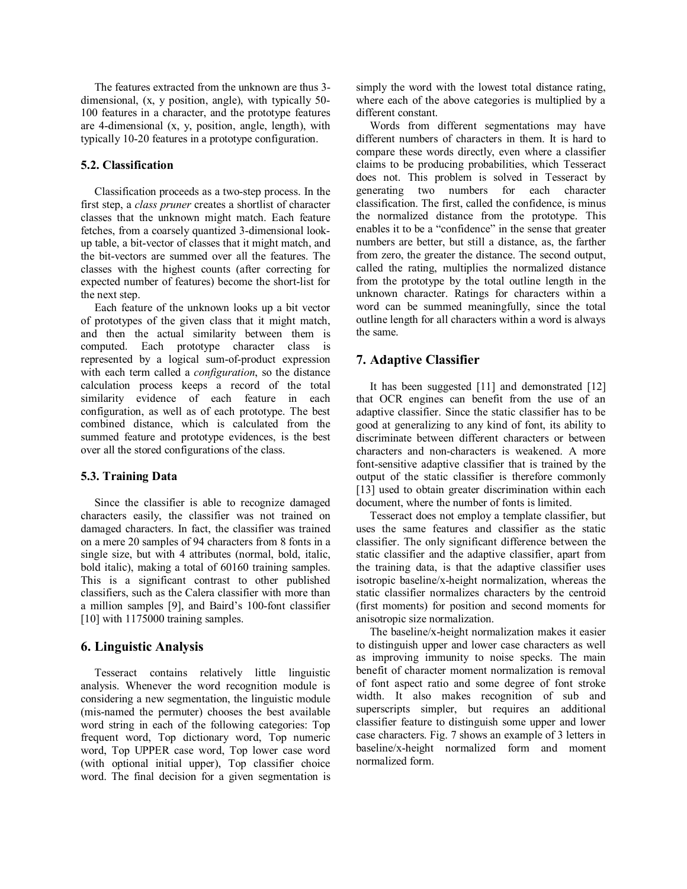The features extracted from the unknown are thus 3-dimensional, (x, y position, angle), with typically 50-100 features in a character, and the prototype features are 4-dimensional (x, y, position, angle, length), with typically 10-20 features in a prototype configuration.

### 5.2. Classification

Classification proceeds as a two-step process. In the first step, a *class pruner* creates a shortlist of character classes that the unknown might match. Each feature fetches, from a coarsely quantized 3-dimensional look-up table, a bit-vector of classes that it might match, and the bit-vectors are summed over all the features. The classes with the highest counts (after correcting for expected number of features) become the short-list for the next step.

Each feature of the unknown looks up a bit vector of prototypes of the given class that it might match, and then the actual similarity between them is computed. Each prototype character class is represented by a logical sum-of-product expression with each term called a *configuration*, so the distance calculation process keeps a record of the total similarity evidence of each feature in each configuration, as well as of each prototype. The best combined distance, which is calculated from the summed feature and prototype evidences, is the best over all the stored configurations of the class.

### 5.3. Training Data

Since the classifier is able to recognize damaged characters easily, the classifier was not trained on damaged characters. In fact, the classifier was trained on a mere 20 samples of 94 characters from 8 fonts in a single size, but with 4 attributes (normal, bold, italic, bold italic), making a total of 60160 training samples. This is a significant contrast to other published classifiers, such as the Calera classifier with more than a million samples [9], and Baird's 100-font classifier [10] with 1175000 training samples.

## 6. Linguistic Analysis

Tesseract contains relatively little linguistic analysis. Whenever the word recognition module is considering a new segmentation, the linguistic module (mis-named the permuter) chooses the best available word string in each of the following categories: Top frequent word, Top dictionary word, Top numeric word, Top UPPER case word, Top lower case word (with optional initial upper), Top classifier choice word. The final decision for a given segmentation is simply the word with the lowest total distance rating, where each of the above categories is multiplied by a different constant.

Words from different segmentations may have different numbers of characters in them. It is hard to compare these words directly, even where a classifier claims to be producing probabilities, which Tesseract does not. This problem is solved in Tesseract by generating two numbers for each character classification. The first, called the confidence, is minus the normalized distance from the prototype. This enables it to be a "confidence" in the sense that greater numbers are better, but still a distance, as, the farther from zero, the greater the distance. The second output, called the rating, multiplies the normalized distance from the prototype by the total outline length in the unknown character. Ratings for characters within a word can be summed meaningfully, since the total outline length for all characters within a word is always the same.

## 7. Adaptive Classifier

It has been suggested [11] and demonstrated [12] that OCR engines can benefit from the use of an adaptive classifier. Since the static classifier has to be good at generalizing to any kind of font, its ability to discriminate between different characters or between characters and non-characters is weakened. A more font-sensitive adaptive classifier that is trained by the output of the static classifier is therefore commonly [13] used to obtain greater discrimination within each document, where the number of fonts is limited.

Tesseract does not employ a template classifier, but uses the same features and classifier as the static classifier. The only significant difference between the static classifier and the adaptive classifier, apart from the training data, is that the adaptive classifier uses isotropic baseline/x-height normalization, whereas the static classifier normalizes characters by the centroid (first moments) for position and second moments for anisotropic size normalization.

The baseline/x-height normalization makes it easier to distinguish upper and lower case characters as well as improving immunity to noise specks. The main benefit of character moment normalization is removal of font aspect ratio and some degree of font stroke width. It also makes recognition of sub and superscripts simpler, but requires an additional classifier feature to distinguish some upper and lower case characters. Fig. 7 shows an example of 3 letters in baseline/x-height normalized form and moment normalized form.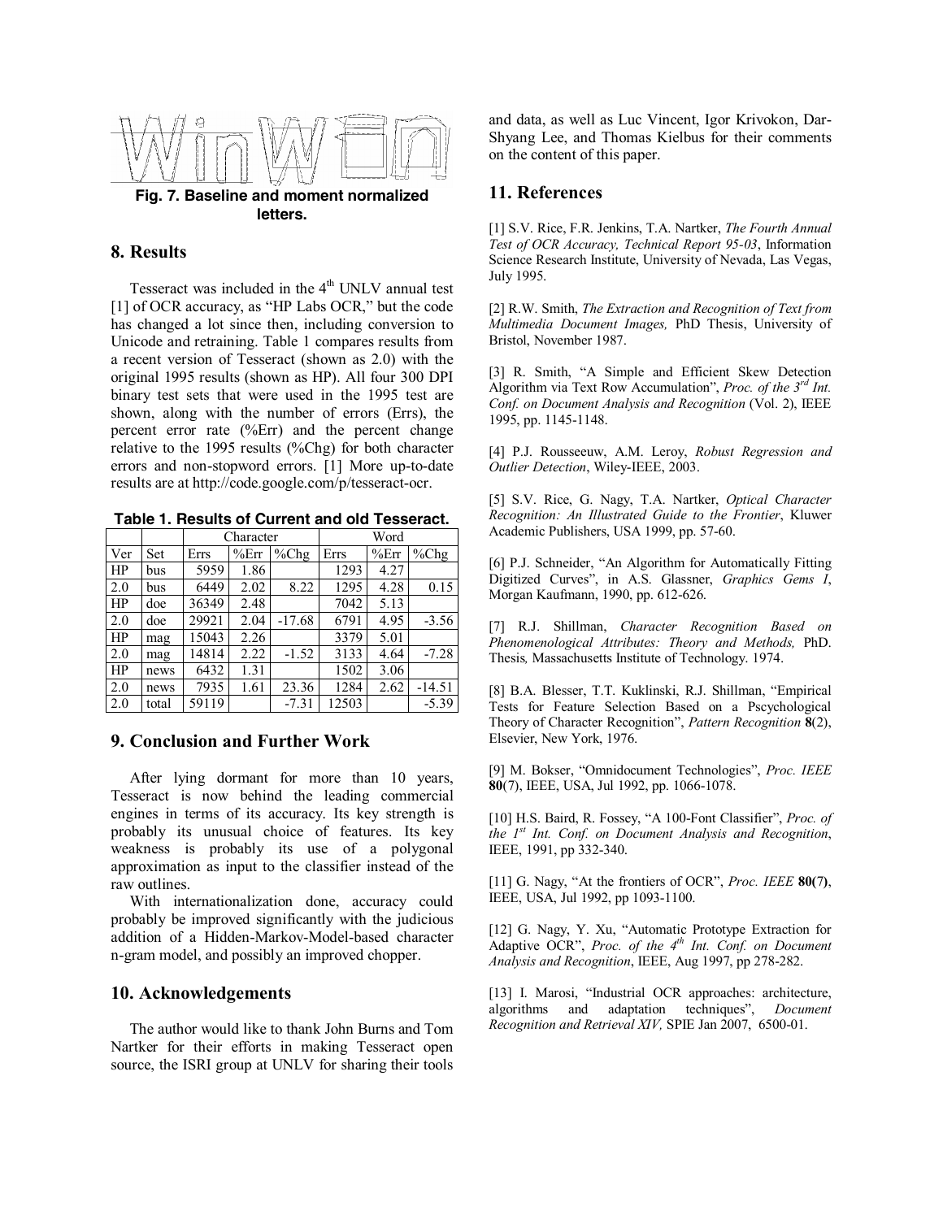Fig. 7. Baseline and moment normalized letters.

## 8. Results

Tesseract was included in the 4th UNLV annual test [1] of OCR accuracy, as "HP Labs OCR," but the code has changed a lot since then, including conversion to Unicode and retraining. Table 1 compares results from a recent version of Tesseract (shown as 2.0) with the original 1995 results (shown as HP). All four 300 DPI binary test sets that were used in the 1995 test are shown, along with the number of errors (Errs), the percent error rate (%Err) and the percent change relative to the 1995 results (%Chg) for both character errors and non-stopword errors. [1] More up-to-date results are at http://code.google.com/p/tesseract-ocr.

**Table 1. Results of Current and old Tesseract.**

| | | Character | | | Word | | |
|---|---|---|---|---|---|---|---|
| Ver | Set | Errs | %Err | %Chg | Errs | %Err | %Chg |
| HP | bus | 5959 | 1.86 | | 1293 | 4.27 | |
| 2.0 | bus | 6449 | 2.02 | 8.22 | 1295 | 4.28 | 0.15 |
| HP | doe | 36349 | 2.48 | | 7042 | 5.13 | |
| 2.0 | doe | 29921 | 2.04 | -17.68 | 6791 | 4.95 | -3.56 |
| HP | mag | 15043 | 2.26 | | 3379 | 5.01 | |
| 2.0 | mag | 14814 | 2.22 | -1.52 | 3133 | 4.64 | -7.28 |
| HP | news | 6432 | 1.31 | | 1502 | 3.06 | |
| 2.0 | news | 7935 | 1.61 | 23.36 | 1284 | 2.62 | -14.51 |
| 2.0 | total | 59119 | | -7.31 | 12503 | | -5.39 |

## 9. Conclusion and Further Work

After lying dormant for more than 10 years, Tesseract is now behind the leading commercial engines in terms of its accuracy. Its key strength is probably its unusual choice of features. Its key weakness is probably its use of a polygonal approximation as input to the classifier instead of the raw outlines.

With internationalization done, accuracy could probably be improved significantly with the judicious addition of a Hidden-Markov-Model-based character n-gram model, and possibly an improved chopper.

## 10. Acknowledgements

The author would like to thank John Burns and Tom Nartker for their efforts in making Tesseract open source, the ISRI group at UNLV for sharing their tools and data, as well as Luc Vincent, Igor Krivokon, Dar-Shyang Lee, and Thomas Kielbus for their comments on the content of this paper.

## 11. References

[1] S.V. Rice, F.R. Jenkins, T.A. Nartker, *The Fourth Annual Test of OCR Accuracy, Technical Report 95-03*, Information Science Research Institute, University of Nevada, Las Vegas, July 1995.

[2] R.W. Smith, *The Extraction and Recognition of Text from Multimedia Document Images,* PhD Thesis, University of Bristol, November 1987.

[3] R. Smith, "A Simple and Efficient Skew Detection Algorithm via Text Row Accumulation", *Proc. of the 3rd Int. Conf. on Document Analysis and Recognition* (Vol. 2), IEEE 1995, pp. 1145-1148.

[4] P.J. Rousseeuw, A.M. Leroy, *Robust Regression and Outlier Detection*, Wiley-IEEE, 2003.

[5] S.V. Rice, G. Nagy, T.A. Nartker, *Optical Character Recognition: An Illustrated Guide to the Frontier*, Kluwer Academic Publishers, USA 1999, pp. 57-60.

[6] P.J. Schneider, "An Algorithm for Automatically Fitting Digitized Curves", in A.S. Glassner, *Graphics Gems I*, Morgan Kaufmann, 1990, pp. 612-626.

[7] R.J. Shillman, *Character Recognition Based on Phenomenological Attributes: Theory and Methods,* PhD. Thesis*,* Massachusetts Institute of Technology. 1974.

[8] B.A. Blesser, T.T. Kuklinski, R.J. Shillman, "Empirical Tests for Feature Selection Based on a Pscychological Theory of Character Recognition", *Pattern Recognition* **8**(2), Elsevier, New York, 1976.

[9] M. Bokser, "Omnidocument Technologies", *Proc. IEEE* **80**(7), IEEE, USA, Jul 1992, pp. 1066-1078.

[10] H.S. Baird, R. Fossey, "A 100-Font Classifier", *Proc. of the 1st Int. Conf. on Document Analysis and Recognition*, IEEE, 1991, pp 332-340.

[11] G. Nagy, "At the frontiers of OCR", *Proc. IEEE* **80(7)**, IEEE, USA, Jul 1992, pp 1093-1100.

[12] G. Nagy, Y. Xu, "Automatic Prototype Extraction for Adaptive OCR", *Proc. of the 4th Int. Conf. on Document Analysis and Recognition*, IEEE, Aug 1997, pp 278-282.

[13] I. Marosi, "Industrial OCR approaches: architecture, algorithms and adaptation techniques", *Document Recognition and Retrieval XIV,* SPIE Jan 2007, 6500-01.